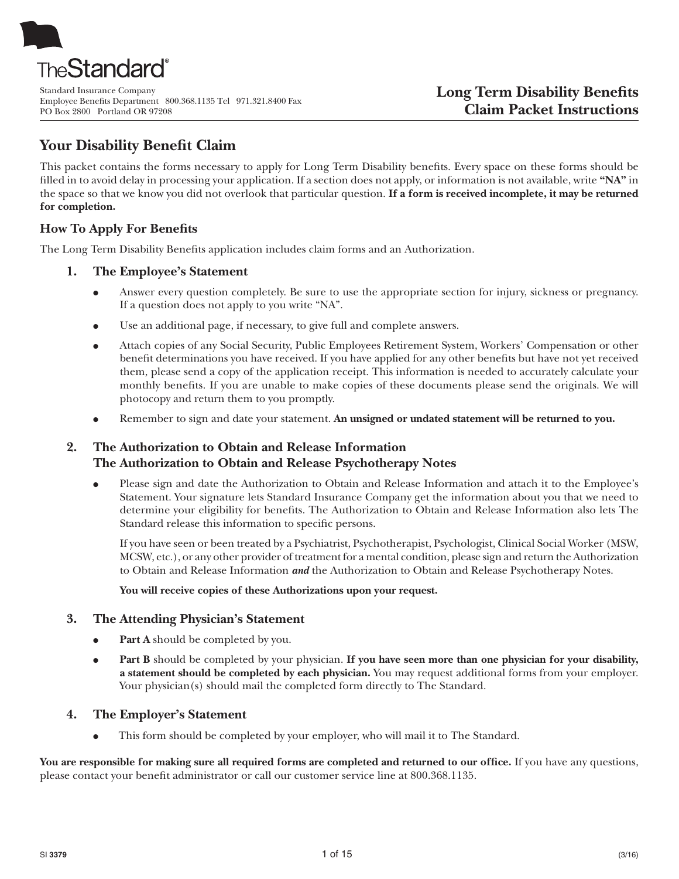The Standard®

Standard Insurance Company
Employee Benefits Department 800.368.1135 Tel 971.321.8400 Fax
PO Box 2800 Portland OR 97208

# Long Term Disability Benefits Claim Packet Instructions

## Your Disability Benefit Claim

This packet contains the forms necessary to apply for Long Term Disability benefits. Every space on these forms should be filled in to avoid delay in processing your application. If a section does not apply, or information is not available, write **"NA"** in the space so that we know you did not overlook that particular question. **If a form is received incomplete, it may be returned for completion.**

## How To Apply For Benefits

The Long Term Disability Benefits application includes claim forms and an Authorization.

### 1. The Employee's Statement

- Answer every question completely. Be sure to use the appropriate section for injury, sickness or pregnancy. If a question does not apply to you write "NA".
- Use an additional page, if necessary, to give full and complete answers.
- Attach copies of any Social Security, Public Employees Retirement System, Workers' Compensation or other benefit determinations you have received. If you have applied for any other benefits but have not yet received them, please send a copy of the application receipt. This information is needed to accurately calculate your monthly benefits. If you are unable to make copies of these documents please send the originals. We will photocopy and return them to you promptly.
- Remember to sign and date your statement. **An unsigned or undated statement will be returned to you.**

### 2. The Authorization to Obtain and Release Information The Authorization to Obtain and Release Psychotherapy Notes

- Please sign and date the Authorization to Obtain and Release Information and attach it to the Employee's Statement. Your signature lets Standard Insurance Company get the information about you that we need to determine your eligibility for benefits. The Authorization to Obtain and Release Information also lets The Standard release this information to specific persons.

  If you have seen or been treated by a Psychiatrist, Psychotherapist, Psychologist, Clinical Social Worker (MSW, MCSW, etc.), or any other provider of treatment for a mental condition, please sign and return the Authorization to Obtain and Release Information ***and*** the Authorization to Obtain and Release Psychotherapy Notes.

  **You will receive copies of these Authorizations upon your request.**

### 3. The Attending Physician's Statement

- **Part A** should be completed by you.
- **Part B** should be completed by your physician. **If you have seen more than one physician for your disability, a statement should be completed by each physician.** You may request additional forms from your employer. Your physician(s) should mail the completed form directly to The Standard.

### 4. The Employer's Statement

- This form should be completed by your employer, who will mail it to The Standard.

**You are responsible for making sure all required forms are completed and returned to our office.** If you have any questions, please contact your benefit administrator or call our customer service line at 800.368.1135.

SI 3379 (3/16)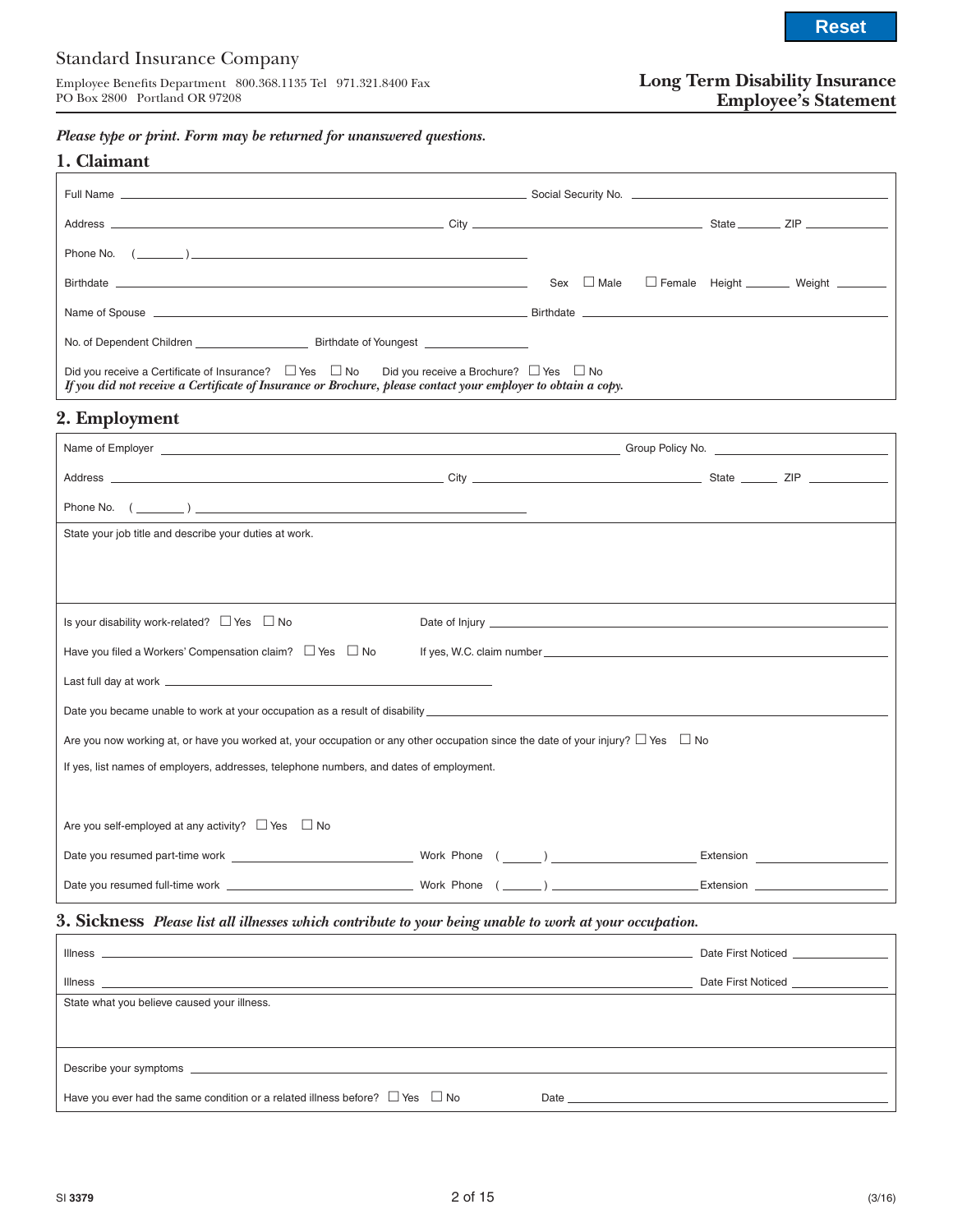Standard Insurance Company

Employee Benefits Department 800.368.1135 Tel 971.321.8400 Fax
PO Box 2800 Portland OR 97208

# Long Term Disability Insurance Employee's Statement

*Please type or print. Form may be returned for unanswered questions.*

## 1. Claimant

Full Name ______________________ Social Security No. ______________________

Address ______________________ City ______________________ State ______ ZIP ______

Phone No. ( ______ ) ______________________

Birthdate ______________________ Sex ☐ Male ☐ Female Height ______ Weight ______

Name of Spouse ______________________ Birthdate ______________________

No. of Dependent Children ______________ Birthdate of Youngest ______________

Did you receive a Certificate of Insurance? ☐ Yes ☐ No Did you receive a Brochure? ☐ Yes ☐ No

*If you did not receive a Certificate of Insurance or Brochure, please contact your employer to obtain a copy.*

## 2. Employment

Name of Employer ______________________ Group Policy No. ______________________

Address ______________________ City ______________________ State ______ ZIP ______

Phone No. ( ______ ) ______________________

State your job title and describe your duties at work.

Is your disability work-related? ☐ Yes ☐ No Date of Injury ______________________

Have you filed a Workers' Compensation claim? ☐ Yes ☐ No If yes, W.C. claim number ______________________

Last full day at work ______________________

Date you became unable to work at your occupation as a result of disability ______________________

Are you now working at, or have you worked at, your occupation or any other occupation since the date of your injury? ☐ Yes ☐ No

If yes, list names of employers, addresses, telephone numbers, and dates of employment.

Are you self-employed at any activity? ☐ Yes ☐ No

Date you resumed part-time work ______________ Work Phone ( ______ ) ______________ Extension ______________

Date you resumed full-time work ______________ Work Phone ( ______ ) ______________ Extension ______________

## 3. Sickness *Please list all illnesses which contribute to your being unable to work at your occupation.*

Illness ______________________ Date First Noticed ______________

Illness ______________________ Date First Noticed ______________

State what you believe caused your illness.

Describe your symptoms ______________________

Have you ever had the same condition or a related illness before? ☐ Yes ☐ No Date ______________________

SI 3379 (3/16)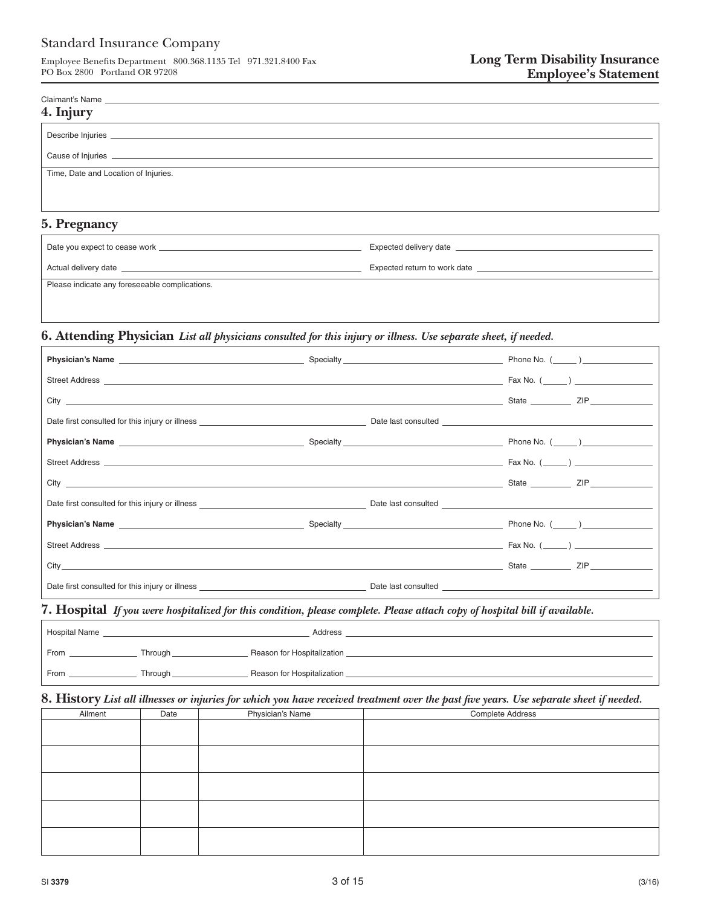Standard Insurance Company

Employee Benefits Department 800.368.1135 Tel 971.321.8400 Fax
PO Box 2800 Portland OR 97208

**Long Term Disability Insurance**
**Employee's Statement**

Claimant's Name ______________________________

## 4. Injury

Describe Injuries ______________________________

Cause of Injuries ______________________________

Time, Date and Location of Injuries.

## 5. Pregnancy

Date you expect to cease work ______________________ Expected delivery date ______________________

Actual delivery date ______________________ Expected return to work date ______________________

Please indicate any foreseeable complications.

## 6. Attending Physician *List all physicians consulted for this injury or illness. Use separate sheet, if needed.*

**Physician's Name** ______________________ Specialty ______________________ Phone No. (_____) ______________

Street Address ______________________________ Fax No. (_____) ______________

City ______________________________ State ________ ZIP ____________

Date first consulted for this injury or illness ______________________ Date last consulted ______________________

**Physician's Name** ______________________ Specialty ______________________ Phone No. (_____) ______________

Street Address ______________________________ Fax No. (_____) ______________

City ______________________________ State ________ ZIP ____________

Date first consulted for this injury or illness ______________________ Date last consulted ______________________

**Physician's Name** ______________________ Specialty ______________________ Phone No. (_____) ______________

Street Address ______________________________ Fax No. (_____) ______________

City ______________________________ State ________ ZIP ____________

Date first consulted for this injury or illness ______________________ Date last consulted ______________________

## 7. Hospital *If you were hospitalized for this condition, please complete. Please attach copy of hospital bill if available.*

Hospital Name ______________________ Address ______________________________

From ____________ Through ____________ Reason for Hospitalization ______________________________

From ____________ Through ____________ Reason for Hospitalization ______________________________

## 8. History *List all illnesses or injuries for which you have received treatment over the past five years. Use separate sheet if needed.*

| Ailment | Date | Physician's Name | Complete Address |
|---|---|---|---|
| | | | |
| | | | |
| | | | |
| | | | |
| | | | |

SI **3379** (3/16)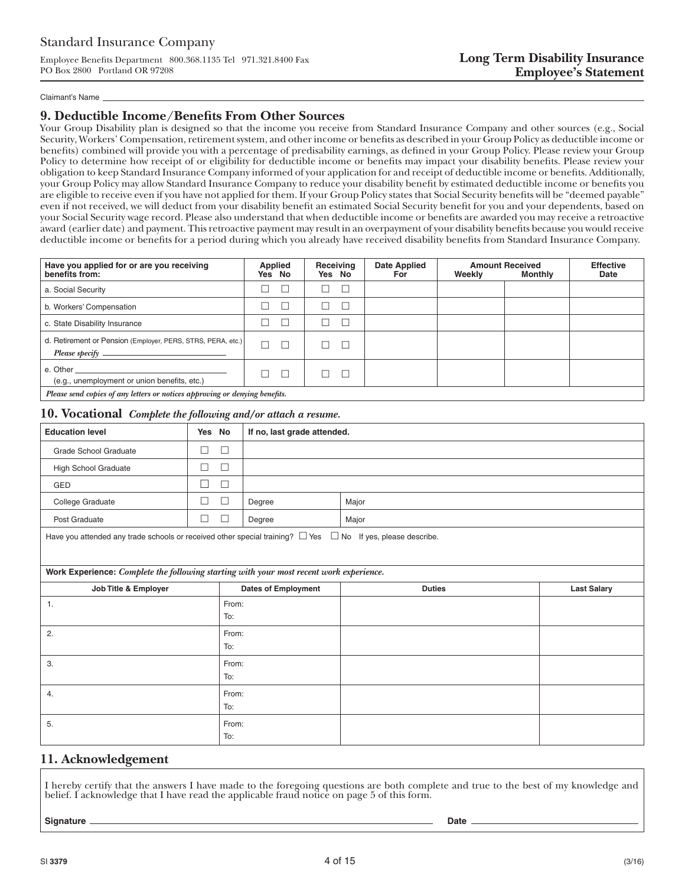Standard Insurance Company

Employee Benefits Department 800.368.1135 Tel 971.321.8400 Fax
PO Box 2800 Portland OR 97208

**Long Term Disability Insurance**
**Employee's Statement**

Claimant's Name ______________________________

## 9. Deductible Income/Benefits From Other Sources

Your Group Disability plan is designed so that the income you receive from Standard Insurance Company and other sources (e.g., Social Security, Workers' Compensation, retirement system, and other income or benefits as described in your Group Policy as deductible income or benefits) combined will provide you with a percentage of predisability earnings, as defined in your Group Policy. Please review your Group Policy to determine how receipt of or eligibility for deductible income or benefits may impact your disability benefits. Please review your obligation to keep Standard Insurance Company informed of your application for and receipt of deductible income or benefits. Additionally, your Group Policy may allow Standard Insurance Company to reduce your disability benefit by estimated deductible income or benefits you are eligible to receive even if you have not applied for them. If your Group Policy states that Social Security benefits will be "deemed payable" even if not received, we will deduct from your disability benefit an estimated Social Security benefit for you and your dependents, based on your Social Security wage record. Please also understand that when deductible income or benefits are awarded you may receive a retroactive award (earlier date) and payment. This retroactive payment may result in an overpayment of your disability benefits because you would receive deductible income or benefits for a period during which you already have received disability benefits from Standard Insurance Company.

| Have you applied for or are you receiving benefits from: | Applied Yes No | Receiving Yes No | Date Applied For | Amount Received Weekly | Amount Received Monthly | Effective Date |
|---|---|---|---|---|---|---|
| a. Social Security | ☐ ☐ | ☐ ☐ | | | | |
| b. Workers' Compensation | ☐ ☐ | ☐ ☐ | | | | |
| c. State Disability Insurance | ☐ ☐ | ☐ ☐ | | | | |
| d. Retirement or Pension (Employer, PERS, STRS, PERA, etc.) *Please specify* ______ | ☐ ☐ | ☐ ☐ | | | | |
| e. Other ______ (e.g., unemployment or union benefits, etc.) | ☐ ☐ | ☐ ☐ | | | | |

*Please send copies of any letters or notices approving or denying benefits.*

## 10. Vocational *Complete the following and/or attach a resume.*

| Education level | Yes No | If no, last grade attended. | |
|---|---|---|---|
| Grade School Graduate | ☐ ☐ | | |
| High School Graduate | ☐ ☐ | | |
| GED | ☐ ☐ | | |
| College Graduate | ☐ ☐ | Degree | Major |
| Post Graduate | ☐ ☐ | Degree | Major |

Have you attended any trade schools or received other special training? ☐ Yes ☐ No If yes, please describe.

**Work Experience:** *Complete the following starting with your most recent work experience.*

| Job Title & Employer | Dates of Employment | Duties | Last Salary |
|---|---|---|---|
| 1. | From: To: | | |
| 2. | From: To: | | |
| 3. | From: To: | | |
| 4. | From: To: | | |
| 5. | From: To: | | |

## 11. Acknowledgement

I hereby certify that the answers I have made to the foregoing questions are both complete and true to the best of my knowledge and belief. I acknowledge that I have read the applicable fraud notice on page 5 of this form.

**Signature** ______________________________ **Date** ______________

SI **3379** (3/16)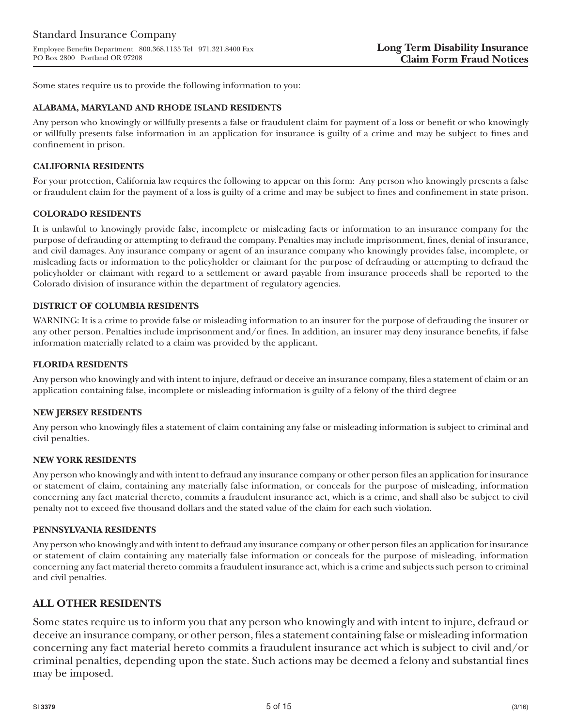Standard Insurance Company

Employee Benefits Department 800.368.1135 Tel 971.321.8400 Fax
PO Box 2800 Portland OR 97208

**Long Term Disability Insurance**
**Claim Form Fraud Notices**

Some states require us to provide the following information to you:

#### ALABAMA, MARYLAND AND RHODE ISLAND RESIDENTS

Any person who knowingly or willfully presents a false or fraudulent claim for payment of a loss or benefit or who knowingly or willfully presents false information in an application for insurance is guilty of a crime and may be subject to fines and confinement in prison.

#### CALIFORNIA RESIDENTS

For your protection, California law requires the following to appear on this form: Any person who knowingly presents a false or fraudulent claim for the payment of a loss is guilty of a crime and may be subject to fines and confinement in state prison.

#### COLORADO RESIDENTS

It is unlawful to knowingly provide false, incomplete or misleading facts or information to an insurance company for the purpose of defrauding or attempting to defraud the company. Penalties may include imprisonment, fines, denial of insurance, and civil damages. Any insurance company or agent of an insurance company who knowingly provides false, incomplete, or misleading facts or information to the policyholder or claimant for the purpose of defrauding or attempting to defraud the policyholder or claimant with regard to a settlement or award payable from insurance proceeds shall be reported to the Colorado division of insurance within the department of regulatory agencies.

#### DISTRICT OF COLUMBIA RESIDENTS

WARNING: It is a crime to provide false or misleading information to an insurer for the purpose of defrauding the insurer or any other person. Penalties include imprisonment and/or fines. In addition, an insurer may deny insurance benefits, if false information materially related to a claim was provided by the applicant.

#### FLORIDA RESIDENTS

Any person who knowingly and with intent to injure, defraud or deceive an insurance company, files a statement of claim or an application containing false, incomplete or misleading information is guilty of a felony of the third degree

#### NEW JERSEY RESIDENTS

Any person who knowingly files a statement of claim containing any false or misleading information is subject to criminal and civil penalties.

#### NEW YORK RESIDENTS

Any person who knowingly and with intent to defraud any insurance company or other person files an application for insurance or statement of claim, containing any materially false information, or conceals for the purpose of misleading, information concerning any fact material thereto, commits a fraudulent insurance act, which is a crime, and shall also be subject to civil penalty not to exceed five thousand dollars and the stated value of the claim for each such violation.

#### PENNSYLVANIA RESIDENTS

Any person who knowingly and with intent to defraud any insurance company or other person files an application for insurance or statement of claim containing any materially false information or conceals for the purpose of misleading, information concerning any fact material thereto commits a fraudulent insurance act, which is a crime and subjects such person to criminal and civil penalties.

## ALL OTHER RESIDENTS

Some states require us to inform you that any person who knowingly and with intent to injure, defraud or deceive an insurance company, or other person, files a statement containing false or misleading information concerning any fact material hereto commits a fraudulent insurance act which is subject to civil and/or criminal penalties, depending upon the state. Such actions may be deemed a felony and substantial fines may be imposed.

SI 3379 (3/16)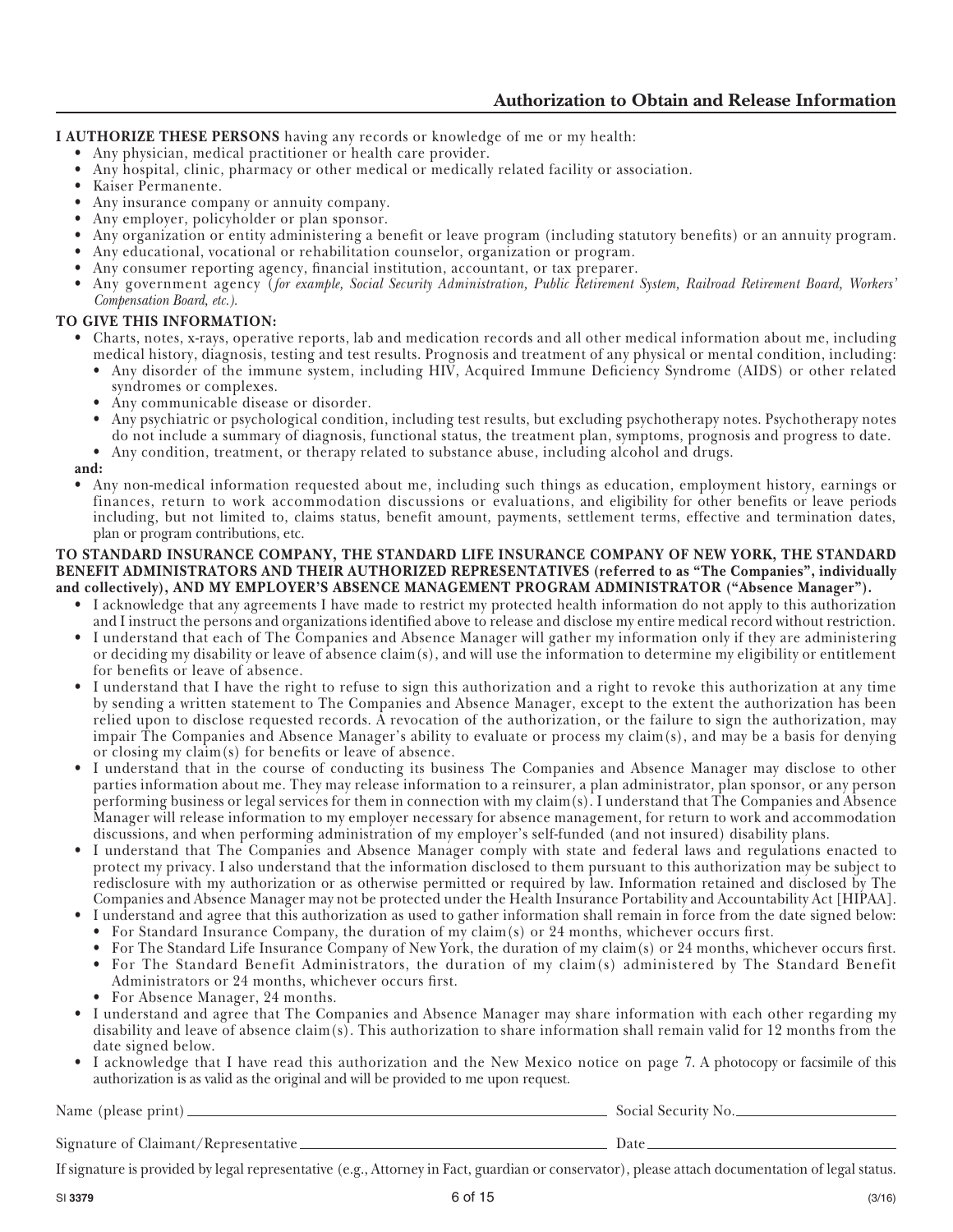## Authorization to Obtain and Release Information

**I AUTHORIZE THESE PERSONS** having any records or knowledge of me or my health:

- Any physician, medical practitioner or health care provider.
- Any hospital, clinic, pharmacy or other medical or medically related facility or association.
- Kaiser Permanente.
- Any insurance company or annuity company.
- Any employer, policyholder or plan sponsor.
- Any organization or entity administering a benefit or leave program (including statutory benefits) or an annuity program.
- Any educational, vocational or rehabilitation counselor, organization or program.
- Any consumer reporting agency, financial institution, accountant, or tax preparer.
- Any government agency (*for example, Social Security Administration, Public Retirement System, Railroad Retirement Board, Workers' Compensation Board, etc.*).

**TO GIVE THIS INFORMATION:**

- Charts, notes, x-rays, operative reports, lab and medication records and all other medical information about me, including medical history, diagnosis, testing and test results. Prognosis and treatment of any physical or mental condition, including:
  - Any disorder of the immune system, including HIV, Acquired Immune Deficiency Syndrome (AIDS) or other related syndromes or complexes.
  - Any communicable disease or disorder.
  - Any psychiatric or psychological condition, including test results, but excluding psychotherapy notes. Psychotherapy notes do not include a summary of diagnosis, functional status, the treatment plan, symptoms, prognosis and progress to date.
  - Any condition, treatment, or therapy related to substance abuse, including alcohol and drugs.

**and:**

- Any non-medical information requested about me, including such things as education, employment history, earnings or finances, return to work accommodation discussions or evaluations, and eligibility for other benefits or leave periods including, but not limited to, claims status, benefit amount, payments, settlement terms, effective and termination dates, plan or program contributions, etc.

**TO STANDARD INSURANCE COMPANY, THE STANDARD LIFE INSURANCE COMPANY OF NEW YORK, THE STANDARD BENEFIT ADMINISTRATORS AND THEIR AUTHORIZED REPRESENTATIVES (referred to as "The Companies", individually and collectively), AND MY EMPLOYER'S ABSENCE MANAGEMENT PROGRAM ADMINISTRATOR ("Absence Manager").**

- I acknowledge that any agreements I have made to restrict my protected health information do not apply to this authorization and I instruct the persons and organizations identified above to release and disclose my entire medical record without restriction.
- I understand that each of The Companies and Absence Manager will gather my information only if they are administering or deciding my disability or leave of absence claim(s), and will use the information to determine my eligibility or entitlement for benefits or leave of absence.
- I understand that I have the right to refuse to sign this authorization and a right to revoke this authorization at any time by sending a written statement to The Companies and Absence Manager, except to the extent the authorization has been relied upon to disclose requested records. A revocation of the authorization, or the failure to sign the authorization, may impair The Companies and Absence Manager's ability to evaluate or process my claim(s), and may be a basis for denying or closing my claim(s) for benefits or leave of absence.
- I understand that in the course of conducting its business The Companies and Absence Manager may disclose to other parties information about me. They may release information to a reinsurer, a plan administrator, plan sponsor, or any person performing business or legal services for them in connection with my claim(s). I understand that The Companies and Absence Manager will release information to my employer necessary for absence management, for return to work and accommodation discussions, and when performing administration of my employer's self-funded (and not insured) disability plans.
- I understand that The Companies and Absence Manager comply with state and federal laws and regulations enacted to protect my privacy. I also understand that the information disclosed to them pursuant to this authorization may be subject to redisclosure with my authorization or as otherwise permitted or required by law. Information retained and disclosed by The Companies and Absence Manager may not be protected under the Health Insurance Portability and Accountability Act [HIPAA].
- I understand and agree that this authorization as used to gather information shall remain in force from the date signed below:
  - For Standard Insurance Company, the duration of my claim(s) or 24 months, whichever occurs first.
  - For The Standard Life Insurance Company of New York, the duration of my claim(s) or 24 months, whichever occurs first.
  - For The Standard Benefit Administrators, the duration of my claim(s) administered by The Standard Benefit Administrators or 24 months, whichever occurs first.
  - For Absence Manager, 24 months.
- I understand and agree that The Companies and Absence Manager may share information with each other regarding my disability and leave of absence claim(s). This authorization to share information shall remain valid for 12 months from the date signed below.
- I acknowledge that I have read this authorization and the New Mexico notice on page 7. A photocopy or facsimile of this authorization is as valid as the original and will be provided to me upon request.

Name (please print) ______________________ Social Security No. ______________________

Signature of Claimant/Representative ______________________ Date ______________________

If signature is provided by legal representative (e.g., Attorney in Fact, guardian or conservator), please attach documentation of legal status.

SI 3379 (3/16)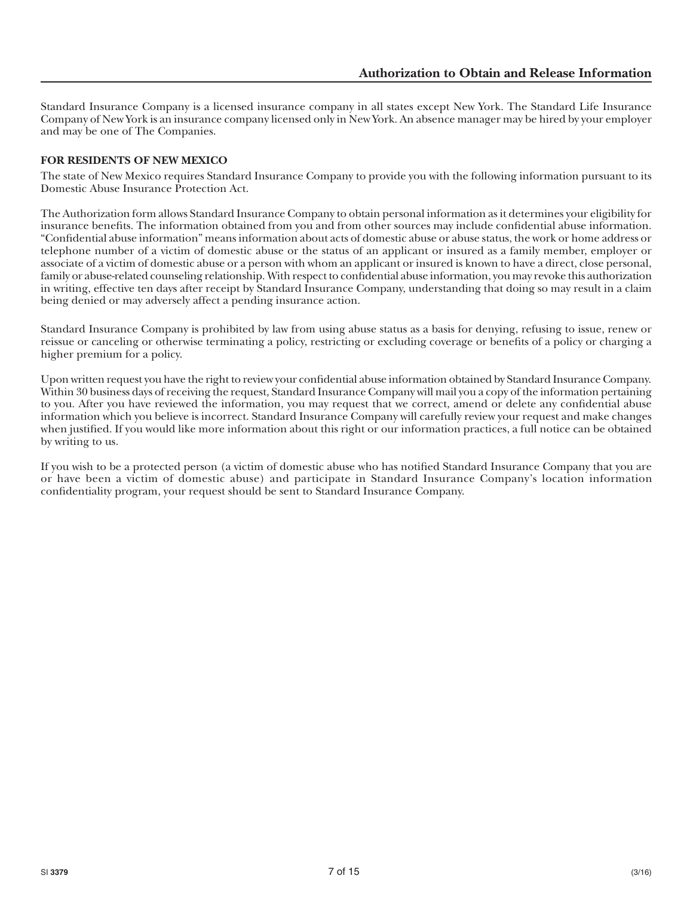## Authorization to Obtain and Release Information

Standard Insurance Company is a licensed insurance company in all states except New York. The Standard Life Insurance Company of New York is an insurance company licensed only in New York. An absence manager may be hired by your employer and may be one of The Companies.

**FOR RESIDENTS OF NEW MEXICO**

The state of New Mexico requires Standard Insurance Company to provide you with the following information pursuant to its Domestic Abuse Insurance Protection Act.

The Authorization form allows Standard Insurance Company to obtain personal information as it determines your eligibility for insurance benefits. The information obtained from you and from other sources may include confidential abuse information. "Confidential abuse information" means information about acts of domestic abuse or abuse status, the work or home address or telephone number of a victim of domestic abuse or the status of an applicant or insured as a family member, employer or associate of a victim of domestic abuse or a person with whom an applicant or insured is known to have a direct, close personal, family or abuse-related counseling relationship. With respect to confidential abuse information, you may revoke this authorization in writing, effective ten days after receipt by Standard Insurance Company, understanding that doing so may result in a claim being denied or may adversely affect a pending insurance action.

Standard Insurance Company is prohibited by law from using abuse status as a basis for denying, refusing to issue, renew or reissue or canceling or otherwise terminating a policy, restricting or excluding coverage or benefits of a policy or charging a higher premium for a policy.

Upon written request you have the right to review your confidential abuse information obtained by Standard Insurance Company. Within 30 business days of receiving the request, Standard Insurance Company will mail you a copy of the information pertaining to you. After you have reviewed the information, you may request that we correct, amend or delete any confidential abuse information which you believe is incorrect. Standard Insurance Company will carefully review your request and make changes when justified. If you would like more information about this right or our information practices, a full notice can be obtained by writing to us.

If you wish to be a protected person (a victim of domestic abuse who has notified Standard Insurance Company that you are or have been a victim of domestic abuse) and participate in Standard Insurance Company's location information confidentiality program, your request should be sent to Standard Insurance Company.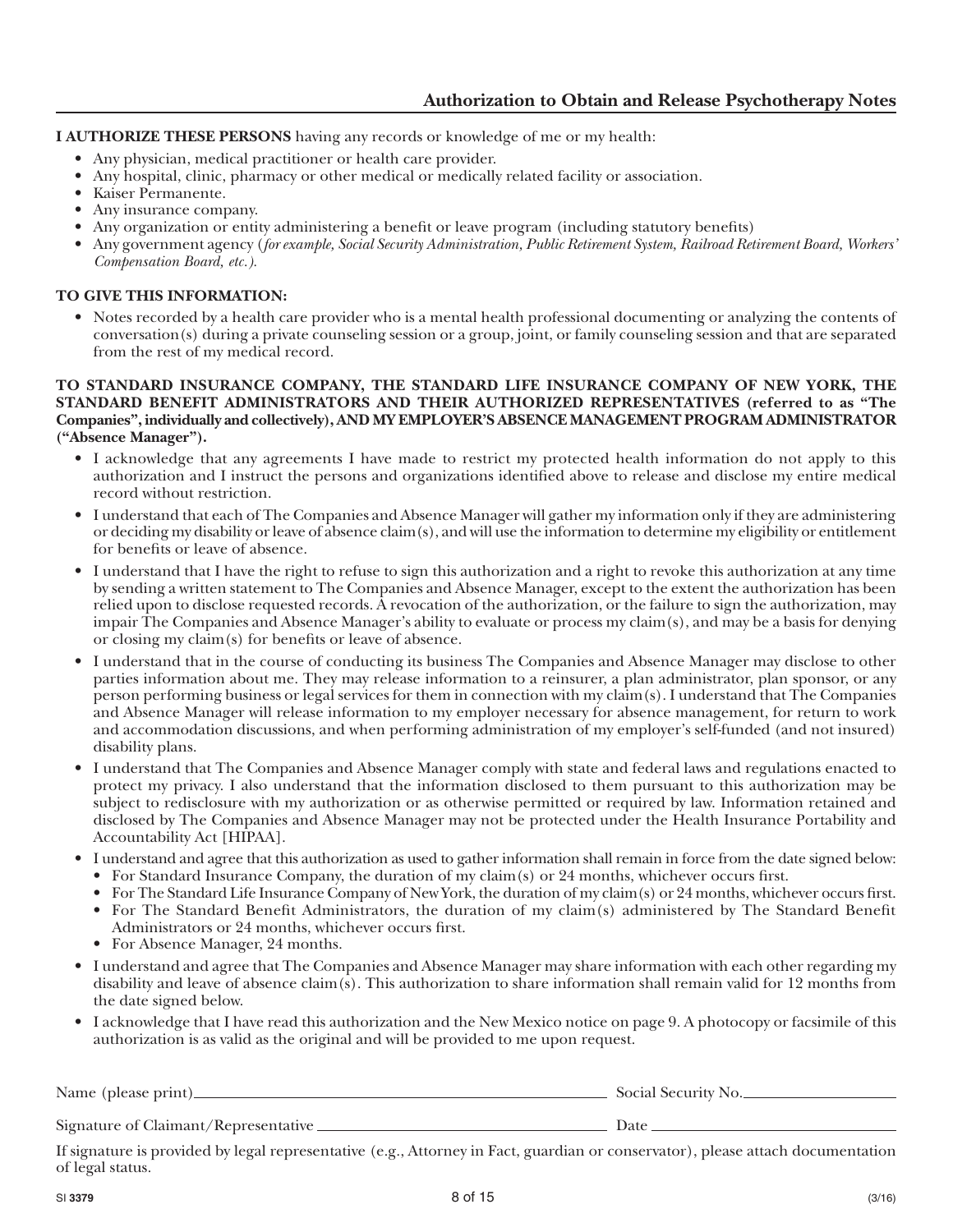## Authorization to Obtain and Release Psychotherapy Notes

**I AUTHORIZE THESE PERSONS** having any records or knowledge of me or my health:

- Any physician, medical practitioner or health care provider.
- Any hospital, clinic, pharmacy or other medical or medically related facility or association.
- Kaiser Permanente.
- Any insurance company.
- Any organization or entity administering a benefit or leave program (including statutory benefits)
- Any government agency (*for example, Social Security Administration, Public Retirement System, Railroad Retirement Board, Workers' Compensation Board, etc.*).

**TO GIVE THIS INFORMATION:**

- Notes recorded by a health care provider who is a mental health professional documenting or analyzing the contents of conversation(s) during a private counseling session or a group, joint, or family counseling session and that are separated from the rest of my medical record.

**TO STANDARD INSURANCE COMPANY, THE STANDARD LIFE INSURANCE COMPANY OF NEW YORK, THE STANDARD BENEFIT ADMINISTRATORS AND THEIR AUTHORIZED REPRESENTATIVES (referred to as "The Companies", individually and collectively), AND MY EMPLOYER'S ABSENCE MANAGEMENT PROGRAM ADMINISTRATOR ("Absence Manager").**

- I acknowledge that any agreements I have made to restrict my protected health information do not apply to this authorization and I instruct the persons and organizations identified above to release and disclose my entire medical record without restriction.
- I understand that each of The Companies and Absence Manager will gather my information only if they are administering or deciding my disability or leave of absence claim(s), and will use the information to determine my eligibility or entitlement for benefits or leave of absence.
- I understand that I have the right to refuse to sign this authorization and a right to revoke this authorization at any time by sending a written statement to The Companies and Absence Manager, except to the extent the authorization has been relied upon to disclose requested records. A revocation of the authorization, or the failure to sign the authorization, may impair The Companies and Absence Manager's ability to evaluate or process my claim(s), and may be a basis for denying or closing my claim(s) for benefits or leave of absence.
- I understand that in the course of conducting its business The Companies and Absence Manager may disclose to other parties information about me. They may release information to a reinsurer, a plan administrator, plan sponsor, or any person performing business or legal services for them in connection with my claim(s). I understand that The Companies and Absence Manager will release information to my employer necessary for absence management, for return to work and accommodation discussions, and when performing administration of my employer's self-funded (and not insured) disability plans.
- I understand that The Companies and Absence Manager comply with state and federal laws and regulations enacted to protect my privacy. I also understand that the information disclosed to them pursuant to this authorization may be subject to redisclosure with my authorization or as otherwise permitted or required by law. Information retained and disclosed by The Companies and Absence Manager may not be protected under the Health Insurance Portability and Accountability Act [HIPAA].
- I understand and agree that this authorization as used to gather information shall remain in force from the date signed below:
  - For Standard Insurance Company, the duration of my claim(s) or 24 months, whichever occurs first.
  - For The Standard Life Insurance Company of New York, the duration of my claim(s) or 24 months, whichever occurs first.
  - For The Standard Benefit Administrators, the duration of my claim(s) administered by The Standard Benefit Administrators or 24 months, whichever occurs first.
  - For Absence Manager, 24 months.
- I understand and agree that The Companies and Absence Manager may share information with each other regarding my disability and leave of absence claim(s). This authorization to share information shall remain valid for 12 months from the date signed below.
- I acknowledge that I have read this authorization and the New Mexico notice on page 9. A photocopy or facsimile of this authorization is as valid as the original and will be provided to me upon request.

Name (please print)\_\_\_\_\_\_\_\_\_\_\_\_\_\_\_\_\_\_\_\_ Social Security No.\_\_\_\_\_\_\_\_\_\_\_\_\_\_\_\_\_\_\_\_

Signature of Claimant/Representative \_\_\_\_\_\_\_\_\_\_\_\_\_\_\_\_\_\_\_\_ Date \_\_\_\_\_\_\_\_\_\_\_\_\_\_\_\_\_\_\_\_

If signature is provided by legal representative (e.g., Attorney in Fact, guardian or conservator), please attach documentation of legal status.

SI **3379** (3/16)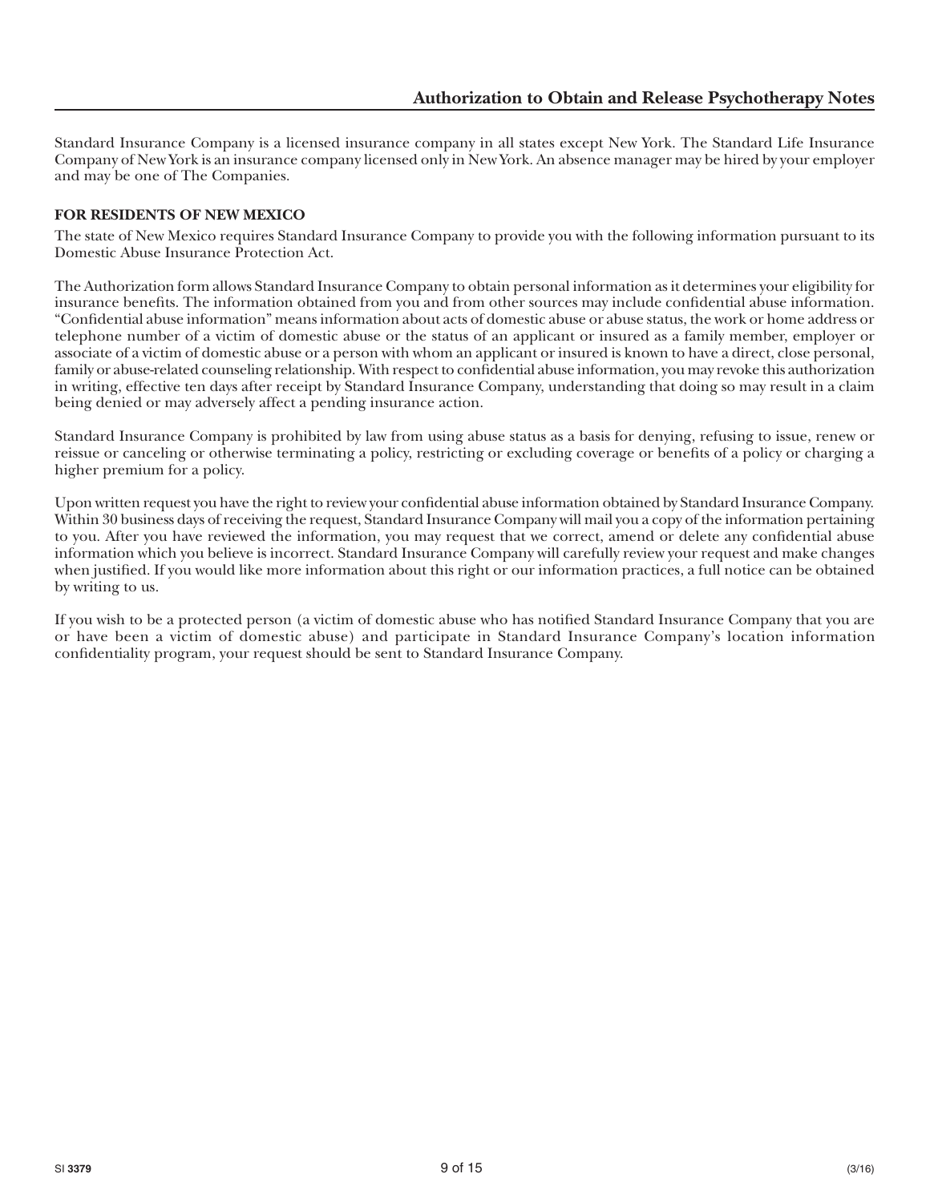Standard Insurance Company is a licensed insurance company in all states except New York. The Standard Life Insurance Company of New York is an insurance company licensed only in New York. An absence manager may be hired by your employer and may be one of The Companies.

**FOR RESIDENTS OF NEW MEXICO**

The state of New Mexico requires Standard Insurance Company to provide you with the following information pursuant to its Domestic Abuse Insurance Protection Act.

The Authorization form allows Standard Insurance Company to obtain personal information as it determines your eligibility for insurance benefits. The information obtained from you and from other sources may include confidential abuse information. “Confidential abuse information” means information about acts of domestic abuse or abuse status, the work or home address or telephone number of a victim of domestic abuse or the status of an applicant or insured as a family member, employer or associate of a victim of domestic abuse or a person with whom an applicant or insured is known to have a direct, close personal, family or abuse-related counseling relationship. With respect to confidential abuse information, you may revoke this authorization in writing, effective ten days after receipt by Standard Insurance Company, understanding that doing so may result in a claim being denied or may adversely affect a pending insurance action.

Standard Insurance Company is prohibited by law from using abuse status as a basis for denying, refusing to issue, renew or reissue or canceling or otherwise terminating a policy, restricting or excluding coverage or benefits of a policy or charging a higher premium for a policy.

Upon written request you have the right to review your confidential abuse information obtained by Standard Insurance Company. Within 30 business days of receiving the request, Standard Insurance Company will mail you a copy of the information pertaining to you. After you have reviewed the information, you may request that we correct, amend or delete any confidential abuse information which you believe is incorrect. Standard Insurance Company will carefully review your request and make changes when justified. If you would like more information about this right or our information practices, a full notice can be obtained by writing to us.

If you wish to be a protected person (a victim of domestic abuse who has notified Standard Insurance Company that you are or have been a victim of domestic abuse) and participate in Standard Insurance Company’s location information confidentiality program, your request should be sent to Standard Insurance Company.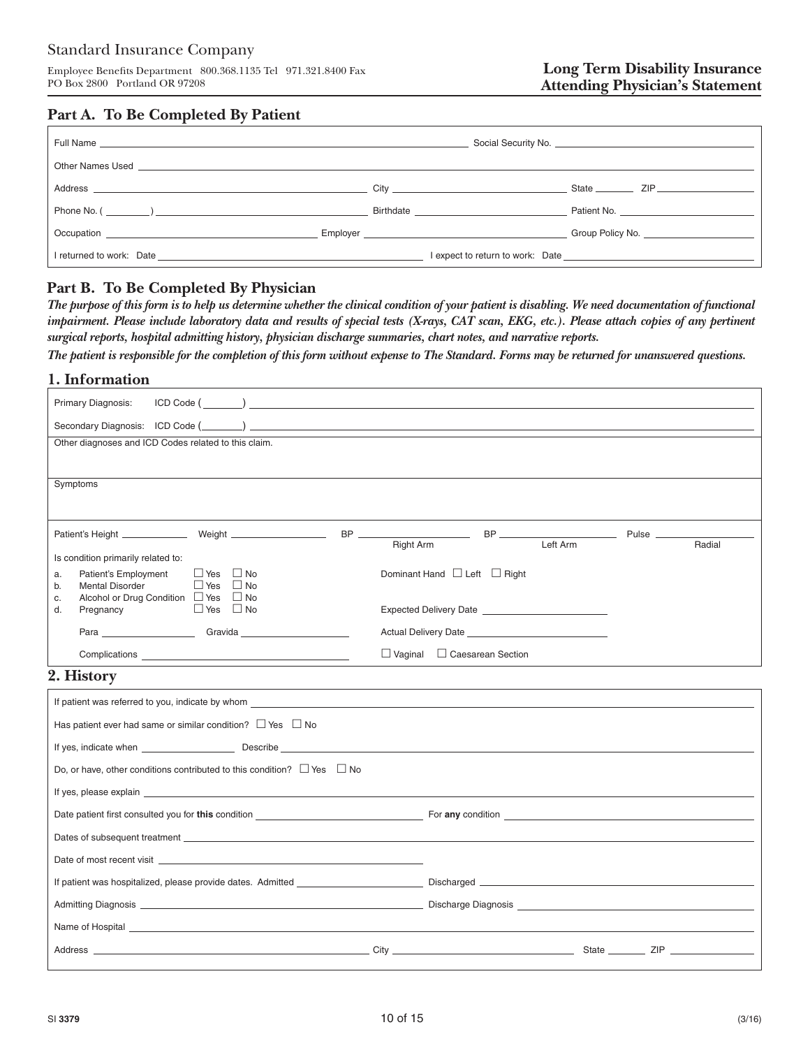Standard Insurance Company

Employee Benefits Department 800.368.1135 Tel 971.321.8400 Fax
PO Box 2800 Portland OR 97208

**Long Term Disability Insurance**
**Attending Physician's Statement**

## Part A. To Be Completed By Patient

Full Name ______________________ Social Security No. ______________________

Other Names Used ______________________

Address ______________________ City ______________________ State ________ ZIP ________

Phone No. ( ________ ) ______________________ Birthdate ______________________ Patient No. ______________________

Occupation ______________________ Employer ______________________ Group Policy No. ______________________

I returned to work: Date ______________________ I expect to return to work: Date ______________________

## Part B. To Be Completed By Physician

***The purpose of this form is to help us determine whether the clinical condition of your patient is disabling. We need documentation of functional impairment. Please include laboratory data and results of special tests (X-rays, CAT scan, EKG, etc.). Please attach copies of any pertinent surgical reports, hospital admitting history, physician discharge summaries, chart notes, and narrative reports.***

***The patient is responsible for the completion of this form without expense to The Standard. Forms may be returned for unanswered questions.***

### 1. Information

Primary Diagnosis: ICD Code ( ________ ) ______________________

Secondary Diagnosis: ICD Code ( ________ ) ______________________

Other diagnoses and ICD Codes related to this claim.

Symptoms

Patient's Height ____________ Weight ____________ BP ____________ (Right Arm) BP ____________ (Left Arm) Pulse ____________ (Radial)

Is condition primarily related to:

a. Patient's Employment ☐ Yes ☐ No
b. Mental Disorder ☐ Yes ☐ No
c. Alcohol or Drug Condition ☐ Yes ☐ No
d. Pregnancy ☐ Yes ☐ No

Dominant Hand ☐ Left ☐ Right

Para ____________ Gravida ____________

Expected Delivery Date ____________

Actual Delivery Date ____________

Complications ____________

☐ Vaginal ☐ Caesarean Section

### 2. History

If patient was referred to you, indicate by whom ______________________

Has patient ever had same or similar condition? ☐ Yes ☐ No

If yes, indicate when ____________ Describe ______________________

Do, or have, other conditions contributed to this condition? ☐ Yes ☐ No

If yes, please explain ______________________

Date patient first consulted you for **this** condition ____________ For **any** condition ____________

Dates of subsequent treatment ______________________

Date of most recent visit ______________________

If patient was hospitalized, please provide dates. Admitted ____________ Discharged ____________

Admitting Diagnosis ____________ Discharge Diagnosis ____________

Name of Hospital ______________________

Address ______________________ City ______________________ State ________ ZIP ________

SI **3379** (3/16)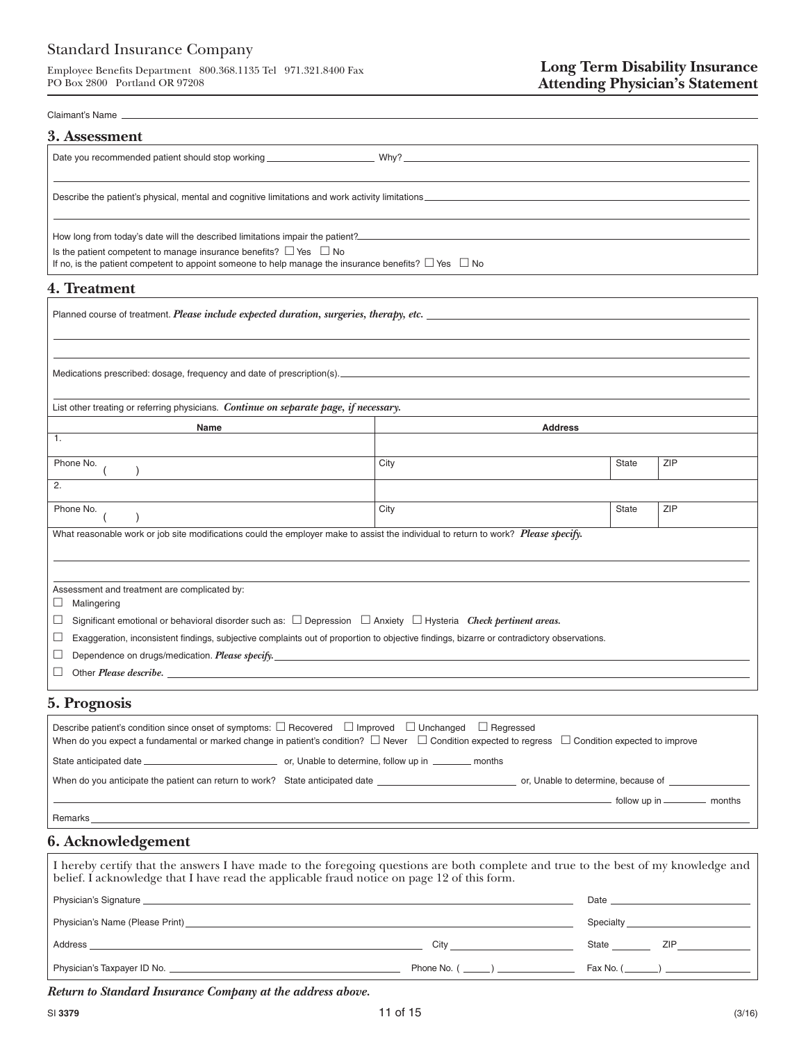Standard Insurance Company

Employee Benefits Department 800.368.1135 Tel 971.321.8400 Fax
PO Box 2800 Portland OR 97208

**Long Term Disability Insurance**
**Attending Physician's Statement**

Claimant's Name

## 3. Assessment

Date you recommended patient should stop working ____________ Why? ____________

Describe the patient's physical, mental and cognitive limitations and work activity limitations ____________

How long from today's date will the described limitations impair the patient? ____________

Is the patient competent to manage insurance benefits? ☐ Yes ☐ No

If no, is the patient competent to appoint someone to help manage the insurance benefits? ☐ Yes ☐ No

## 4. Treatment

Planned course of treatment. ***Please include expected duration, surgeries, therapy, etc.*** ____________

Medications prescribed: dosage, frequency and date of prescription(s). ____________

List other treating or referring physicians. ***Continue on separate page, if necessary.***

| Name | Address | | |
|---|---|---|---|
| 1. | | | |
| Phone No. ( ) | City | State | ZIP |
| 2. | | | |
| Phone No. ( ) | City | State | ZIP |

What reasonable work or job site modifications could the employer make to assist the individual to return to work? ***Please specify.***

Assessment and treatment are complicated by:

- ☐ Malingering
- ☐ Significant emotional or behavioral disorder such as: ☐ Depression ☐ Anxiety ☐ Hysteria ***Check pertinent areas.***
- ☐ Exaggeration, inconsistent findings, subjective complaints out of proportion to objective findings, bizarre or contradictory observations.
- ☐ Dependence on drugs/medication. ***Please specify.*** ____________
- ☐ Other ***Please describe.*** ____________

## 5. Prognosis

Describe patient's condition since onset of symptoms: ☐ Recovered ☐ Improved ☐ Unchanged ☐ Regressed

When do you expect a fundamental or marked change in patient's condition? ☐ Never ☐ Condition expected to regress ☐ Condition expected to improve

State anticipated date ____________ or, Unable to determine, follow up in ______ months

When do you anticipate the patient can return to work? State anticipated date ____________ or, Unable to determine, because of ____________

____________ follow up in ______ months

Remarks ____________

## 6. Acknowledgement

I hereby certify that the answers I have made to the foregoing questions are both complete and true to the best of my knowledge and belief. I acknowledge that I have read the applicable fraud notice on page 12 of this form.

Physician's Signature ____________ Date ____________

Physician's Name (Please Print) ____________ Specialty ____________

Address ____________ City ____________ State ______ ZIP ______

Physician's Taxpayer ID No. ____________ Phone No. ( ) ____________ Fax No. ( ) ____________

***Return to Standard Insurance Company at the address above.***

SI **3379** (3/16)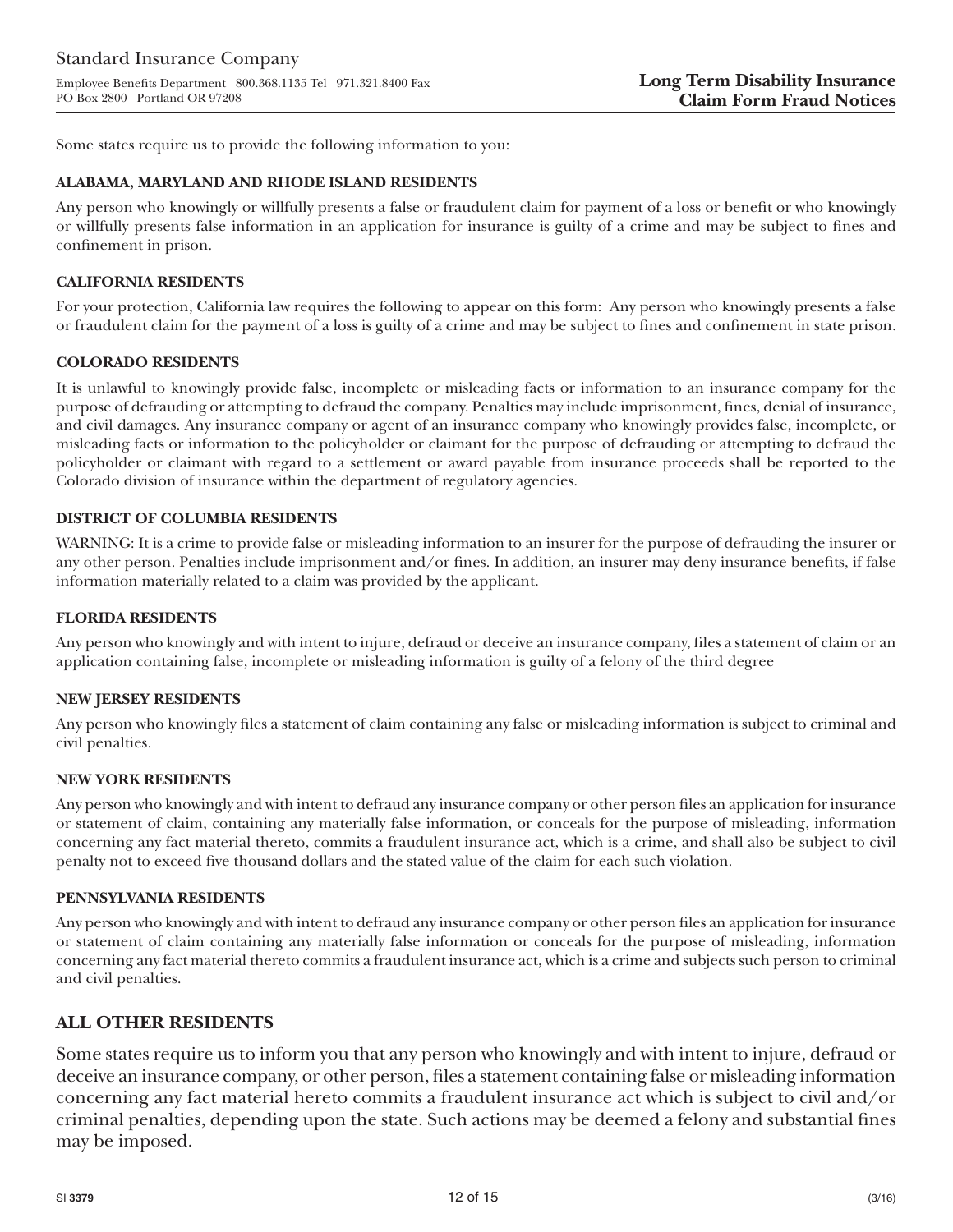Standard Insurance Company

Employee Benefits Department 800.368.1135 Tel 971.321.8400 Fax
PO Box 2800 Portland OR 97208

**Long Term Disability Insurance**
**Claim Form Fraud Notices**

Some states require us to provide the following information to you:

### ALABAMA, MARYLAND AND RHODE ISLAND RESIDENTS

Any person who knowingly or willfully presents a false or fraudulent claim for payment of a loss or benefit or who knowingly or willfully presents false information in an application for insurance is guilty of a crime and may be subject to fines and confinement in prison.

### CALIFORNIA RESIDENTS

For your protection, California law requires the following to appear on this form: Any person who knowingly presents a false or fraudulent claim for the payment of a loss is guilty of a crime and may be subject to fines and confinement in state prison.

### COLORADO RESIDENTS

It is unlawful to knowingly provide false, incomplete or misleading facts or information to an insurance company for the purpose of defrauding or attempting to defraud the company. Penalties may include imprisonment, fines, denial of insurance, and civil damages. Any insurance company or agent of an insurance company who knowingly provides false, incomplete, or misleading facts or information to the policyholder or claimant for the purpose of defrauding or attempting to defraud the policyholder or claimant with regard to a settlement or award payable from insurance proceeds shall be reported to the Colorado division of insurance within the department of regulatory agencies.

### DISTRICT OF COLUMBIA RESIDENTS

WARNING: It is a crime to provide false or misleading information to an insurer for the purpose of defrauding the insurer or any other person. Penalties include imprisonment and/or fines. In addition, an insurer may deny insurance benefits, if false information materially related to a claim was provided by the applicant.

### FLORIDA RESIDENTS

Any person who knowingly and with intent to injure, defraud or deceive an insurance company, files a statement of claim or an application containing false, incomplete or misleading information is guilty of a felony of the third degree

### NEW JERSEY RESIDENTS

Any person who knowingly files a statement of claim containing any false or misleading information is subject to criminal and civil penalties.

### NEW YORK RESIDENTS

Any person who knowingly and with intent to defraud any insurance company or other person files an application for insurance or statement of claim, containing any materially false information, or conceals for the purpose of misleading, information concerning any fact material thereto, commits a fraudulent insurance act, which is a crime, and shall also be subject to civil penalty not to exceed five thousand dollars and the stated value of the claim for each such violation.

### PENNSYLVANIA RESIDENTS

Any person who knowingly and with intent to defraud any insurance company or other person files an application for insurance or statement of claim containing any materially false information or conceals for the purpose of misleading, information concerning any fact material thereto commits a fraudulent insurance act, which is a crime and subjects such person to criminal and civil penalties.

## ALL OTHER RESIDENTS

Some states require us to inform you that any person who knowingly and with intent to injure, defraud or deceive an insurance company, or other person, files a statement containing false or misleading information concerning any fact material hereto commits a fraudulent insurance act which is subject to civil and/or criminal penalties, depending upon the state. Such actions may be deemed a felony and substantial fines may be imposed.

SI **3379** (3/16)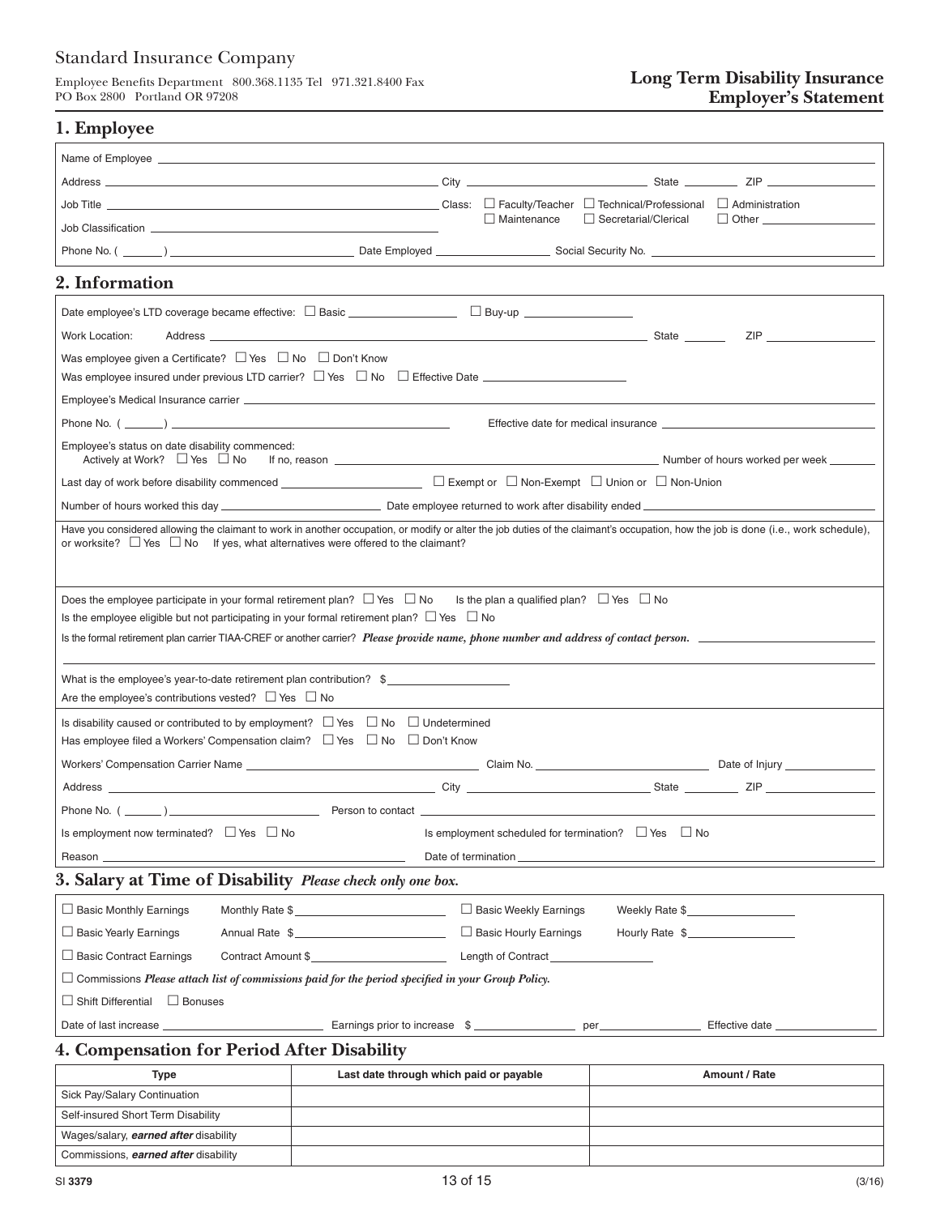Standard Insurance Company

Employee Benefits Department 800.368.1135 Tel 971.321.8400 Fax
PO Box 2800 Portland OR 97208

# Long Term Disability Insurance Employer's Statement

## 1. Employee

Name of Employee ______________________________

Address ______________________________ City ______________________________ State __________ ZIP __________________

Job Title ______________________________ Class: ☐ Faculty/Teacher ☐ Technical/Professional ☐ Administration ☐ Maintenance ☐ Secretarial/Clerical ☐ Other __________________

Job Classification ______________________________

Phone No. ( _______ ) ______________________________ Date Employed __________________ Social Security No. ______________________________

## 2. Information

Date employee's LTD coverage became effective: ☐ Basic __________________ ☐ Buy-up __________________

Work Location: Address ______________________________ State _______ ZIP __________________

Was employee given a Certificate? ☐ Yes ☐ No ☐ Don't Know

Was employee insured under previous LTD carrier? ☐ Yes ☐ No ☐ Effective Date ______________________

Employee's Medical Insurance carrier ______________________________

Phone No. ( _______ ) ______________________________ Effective date for medical insurance ______________________________

Employee's status on date disability commenced:
Actively at Work? ☐ Yes ☐ No If no, reason ______________________________ Number of hours worked per week ________

Last day of work before disability commenced ______________________ ☐ Exempt or ☐ Non-Exempt ☐ Union or ☐ Non-Union

Number of hours worked this day ______________________ Date employee returned to work after disability ended ______________________

Have you considered allowing the claimant to work in another occupation, or modify or alter the job duties of the claimant's occupation, how the job is done (i.e., work schedule), or worksite? ☐ Yes ☐ No If yes, what alternatives were offered to the claimant?

Does the employee participate in your formal retirement plan? ☐ Yes ☐ No Is the plan a qualified plan? ☐ Yes ☐ No

Is the employee eligible but not participating in your formal retirement plan? ☐ Yes ☐ No

Is the formal retirement plan carrier TIAA-CREF or another carrier? ***Please provide name, phone number and address of contact person.*** ______________________________

What is the employee's year-to-date retirement plan contribution? $ ____________________

Are the employee's contributions vested? ☐ Yes ☐ No

Is disability caused or contributed to by employment? ☐ Yes ☐ No ☐ Undetermined

Has employee filed a Workers' Compensation claim? ☐ Yes ☐ No ☐ Don't Know

Workers' Compensation Carrier Name ______________________________ Claim No. ______________________________ Date of Injury ________________

Address ______________________________ City ______________________________ State __________ ZIP __________________

Phone No. ( _______ ) ______________________ Person to contact ______________________________

Is employment now terminated? ☐ Yes ☐ No Is employment scheduled for termination? ☐ Yes ☐ No

Reason ______________________________ Date of termination ______________________________

## 3. Salary at Time of Disability *Please check only one box.*

☐ Basic Monthly Earnings Monthly Rate $ ______________________ ☐ Basic Weekly Earnings Weekly Rate $ __________________

☐ Basic Yearly Earnings Annual Rate $ ______________________ ☐ Basic Hourly Earnings Hourly Rate $ __________________

☐ Basic Contract Earnings Contract Amount $ ______________________ Length of Contract __________________

☐ Commissions ***Please attach list of commissions paid for the period specified in your Group Policy.***

☐ Shift Differential ☐ Bonuses

Date of last increase ______________________ Earnings prior to increase $ ________________ per ________________ Effective date ________________

## 4. Compensation for Period After Disability

| Type | Last date through which paid or payable | Amount / Rate |
|---|---|---|
| Sick Pay/Salary Continuation | | |
| Self-insured Short Term Disability | | |
| Wages/salary, ***earned after*** disability | | |
| Commissions, ***earned after*** disability | | |

SI **3379** (3/16)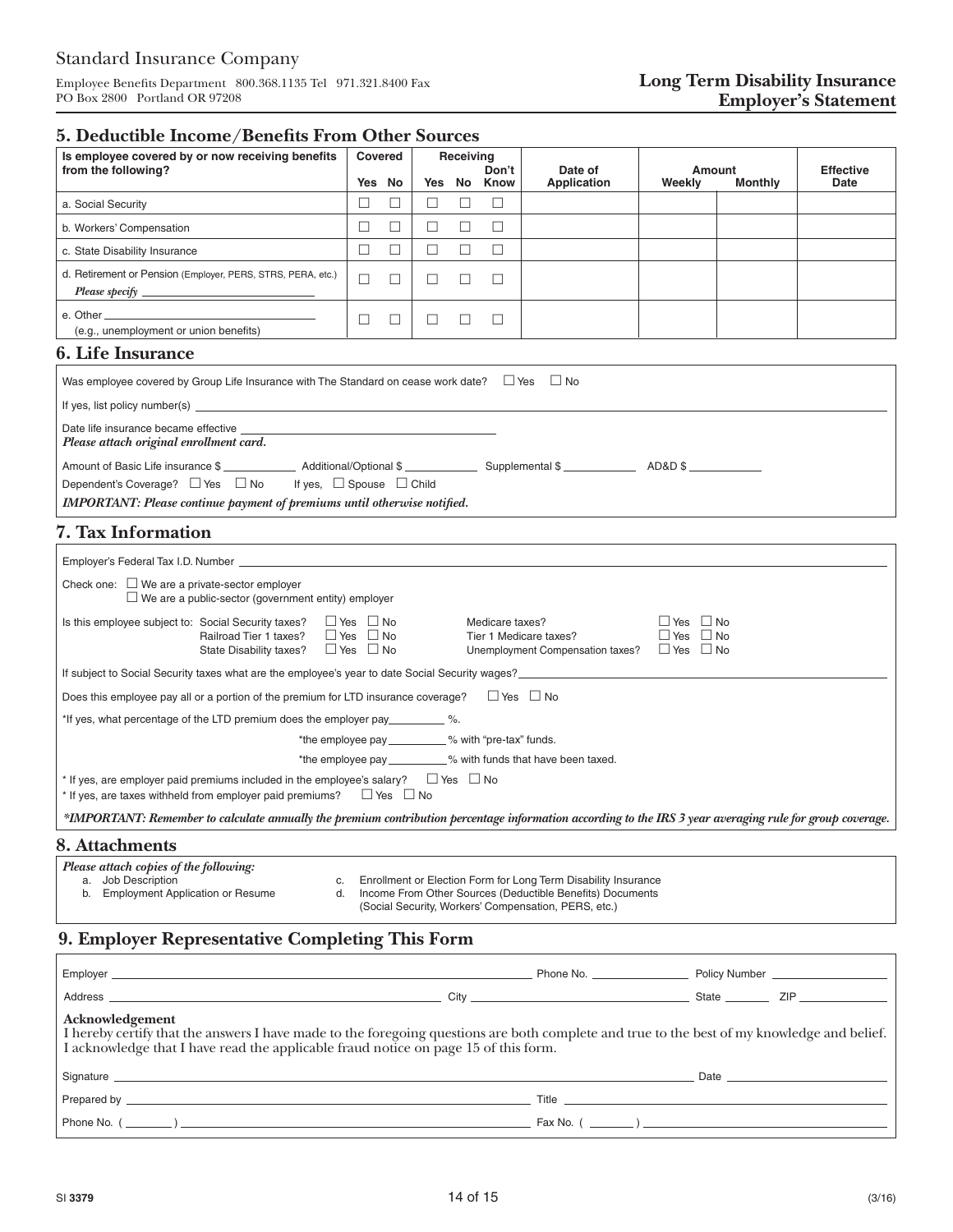Standard Insurance Company

Employee Benefits Department 800.368.1135 Tel 971.321.8400 Fax
PO Box 2800 Portland OR 97208

**Long Term Disability Insurance**
**Employer's Statement**

## 5. Deductible Income/Benefits From Other Sources

| Is employee covered by or now receiving benefits from the following? | Covered | | Receiving | | | Date of Application | Amount | | Effective Date |
|---|---|---|---|---|---|---|---|---|---|
| | Yes | No | Yes | No | Don't Know | | Weekly | Monthly | |
| a. Social Security | ☐ | ☐ | ☐ | ☐ | ☐ | | | | |
| b. Workers' Compensation | ☐ | ☐ | ☐ | ☐ | ☐ | | | | |
| c. State Disability Insurance | ☐ | ☐ | ☐ | ☐ | ☐ | | | | |
| d. Retirement or Pension (Employer, PERS, STRS, PERA, etc.) *Please specify* ______ | ☐ | ☐ | ☐ | ☐ | ☐ | | | | |
| e. Other ______ (e.g., unemployment or union benefits) | ☐ | ☐ | ☐ | ☐ | ☐ | | | | |

## 6. Life Insurance

Was employee covered by Group Life Insurance with The Standard on cease work date? ☐ Yes ☐ No

If yes, list policy number(s) ______

Date life insurance became effective ______
*Please attach original enrollment card.*

Amount of Basic Life insurance $ ______ Additional/Optional $ ______ Supplemental $ ______ AD&D $ ______

Dependent's Coverage? ☐ Yes ☐ No If yes, ☐ Spouse ☐ Child

***IMPORTANT: Please continue payment of premiums until otherwise notified.***

## 7. Tax Information

Employer's Federal Tax I.D. Number ______

Check one: ☐ We are a private-sector employer
☐ We are a public-sector (government entity) employer

Is this employee subject to:

| | | | |
|---|---|---|---|
| Social Security taxes? | ☐ Yes ☐ No | Medicare taxes? | ☐ Yes ☐ No |
| Railroad Tier 1 taxes? | ☐ Yes ☐ No | Tier 1 Medicare taxes? | ☐ Yes ☐ No |
| State Disability taxes? | ☐ Yes ☐ No | Unemployment Compensation taxes? | ☐ Yes ☐ No |

If subject to Social Security taxes what are the employee's year to date Social Security wages? ______

Does this employee pay all or a portion of the premium for LTD insurance coverage? ☐ Yes ☐ No

*If yes, what percentage of the LTD premium does the employer pay ______ %.

*the employee pay ______ % with "pre-tax" funds.

*the employee pay ______ % with funds that have been taxed.

\* If yes, are employer paid premiums included in the employee's salary? ☐ Yes ☐ No
\* If yes, are taxes withheld from employer paid premiums? ☐ Yes ☐ No

***IMPORTANT: Remember to calculate annually the premium contribution percentage information according to the IRS 3 year averaging rule for group coverage.***

## 8. Attachments

*Please attach copies of the following:*

a. Job Description
b. Employment Application or Resume
c. Enrollment or Election Form for Long Term Disability Insurance
d. Income From Other Sources (Deductible Benefits) Documents (Social Security, Workers' Compensation, PERS, etc.)

## 9. Employer Representative Completing This Form

Employer ______ Phone No. ______ Policy Number ______

Address ______ City ______ State ______ ZIP ______

**Acknowledgement**
I hereby certify that the answers I have made to the foregoing questions are both complete and true to the best of my knowledge and belief. I acknowledge that I have read the applicable fraud notice on page 15 of this form.

Signature ______ Date ______

Prepared by ______ Title ______

Phone No. ( ______ ) ______ Fax No. ( ______ ) ______

SI 3379 (3/16)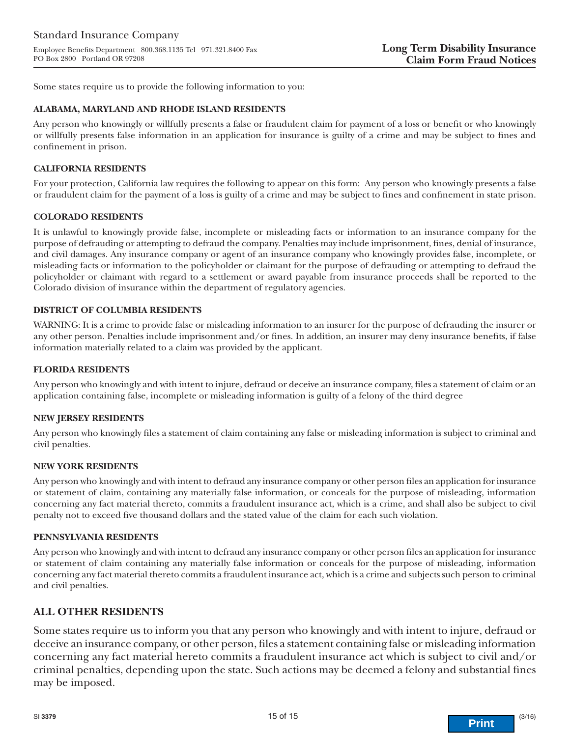Standard Insurance Company

Employee Benefits Department 800.368.1135 Tel 971.321.8400 Fax
PO Box 2800 Portland OR 97208

# Long Term Disability Insurance Claim Form Fraud Notices

Some states require us to provide the following information to you:

### ALABAMA, MARYLAND AND RHODE ISLAND RESIDENTS

Any person who knowingly or willfully presents a false or fraudulent claim for payment of a loss or benefit or who knowingly or willfully presents false information in an application for insurance is guilty of a crime and may be subject to fines and confinement in prison.

### CALIFORNIA RESIDENTS

For your protection, California law requires the following to appear on this form: Any person who knowingly presents a false or fraudulent claim for the payment of a loss is guilty of a crime and may be subject to fines and confinement in state prison.

### COLORADO RESIDENTS

It is unlawful to knowingly provide false, incomplete or misleading facts or information to an insurance company for the purpose of defrauding or attempting to defraud the company. Penalties may include imprisonment, fines, denial of insurance, and civil damages. Any insurance company or agent of an insurance company who knowingly provides false, incomplete, or misleading facts or information to the policyholder or claimant for the purpose of defrauding or attempting to defraud the policyholder or claimant with regard to a settlement or award payable from insurance proceeds shall be reported to the Colorado division of insurance within the department of regulatory agencies.

### DISTRICT OF COLUMBIA RESIDENTS

WARNING: It is a crime to provide false or misleading information to an insurer for the purpose of defrauding the insurer or any other person. Penalties include imprisonment and/or fines. In addition, an insurer may deny insurance benefits, if false information materially related to a claim was provided by the applicant.

### FLORIDA RESIDENTS

Any person who knowingly and with intent to injure, defraud or deceive an insurance company, files a statement of claim or an application containing false, incomplete or misleading information is guilty of a felony of the third degree

### NEW JERSEY RESIDENTS

Any person who knowingly files a statement of claim containing any false or misleading information is subject to criminal and civil penalties.

### NEW YORK RESIDENTS

Any person who knowingly and with intent to defraud any insurance company or other person files an application for insurance or statement of claim, containing any materially false information, or conceals for the purpose of misleading, information concerning any fact material thereto, commits a fraudulent insurance act, which is a crime, and shall also be subject to civil penalty not to exceed five thousand dollars and the stated value of the claim for each such violation.

### PENNSYLVANIA RESIDENTS

Any person who knowingly and with intent to defraud any insurance company or other person files an application for insurance or statement of claim containing any materially false information or conceals for the purpose of misleading, information concerning any fact material thereto commits a fraudulent insurance act, which is a crime and subjects such person to criminal and civil penalties.

## ALL OTHER RESIDENTS

Some states require us to inform you that any person who knowingly and with intent to injure, defraud or deceive an insurance company, or other person, files a statement containing false or misleading information concerning any fact material hereto commits a fraudulent insurance act which is subject to civil and/or criminal penalties, depending upon the state. Such actions may be deemed a felony and substantial fines may be imposed.

SI 3379 (3/16)